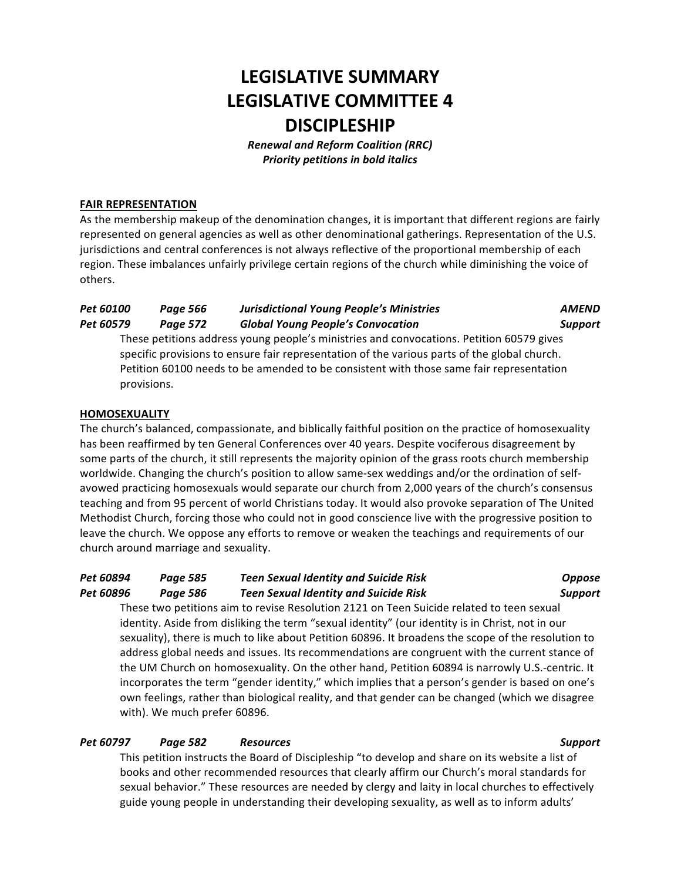# LEGISLATIVE SUMMARY
# LEGISLATIVE COMMITTEE 4
# DISCIPLESHIP

***Renewal and Reform Coalition (RRC)***
***Priority petitions in bold italics***

**FAIR REPRESENTATION**

As the membership makeup of the denomination changes, it is important that different regions are fairly represented on general agencies as well as other denominational gatherings. Representation of the U.S. jurisdictions and central conferences is not always reflective of the proportional membership of each region. These imbalances unfairly privilege certain regions of the church while diminishing the voice of others.

***Pet 60100 Page 566 Jurisdictional Young People's Ministries AMEND***
***Pet 60579 Page 572 Global Young People's Convocation Support***

These petitions address young people's ministries and convocations. Petition 60579 gives specific provisions to ensure fair representation of the various parts of the global church. Petition 60100 needs to be amended to be consistent with those same fair representation provisions.

**HOMOSEXUALITY**

The church's balanced, compassionate, and biblically faithful position on the practice of homosexuality has been reaffirmed by ten General Conferences over 40 years. Despite vociferous disagreement by some parts of the church, it still represents the majority opinion of the grass roots church membership worldwide. Changing the church's position to allow same-sex weddings and/or the ordination of self-avowed practicing homosexuals would separate our church from 2,000 years of the church's consensus teaching and from 95 percent of world Christians today. It would also provoke separation of The United Methodist Church, forcing those who could not in good conscience live with the progressive position to leave the church. We oppose any efforts to remove or weaken the teachings and requirements of our church around marriage and sexuality.

***Pet 60894 Page 585 Teen Sexual Identity and Suicide Risk Oppose***
***Pet 60896 Page 586 Teen Sexual Identity and Suicide Risk Support***

These two petitions aim to revise Resolution 2121 on Teen Suicide related to teen sexual identity. Aside from disliking the term "sexual identity" (our identity is in Christ, not in our sexuality), there is much to like about Petition 60896. It broadens the scope of the resolution to address global needs and issues. Its recommendations are congruent with the current stance of the UM Church on homosexuality. On the other hand, Petition 60894 is narrowly U.S.-centric. It incorporates the term "gender identity," which implies that a person's gender is based on one's own feelings, rather than biological reality, and that gender can be changed (which we disagree with). We much prefer 60896.

***Pet 60797 Page 582 Resources Support***

This petition instructs the Board of Discipleship "to develop and share on its website a list of books and other recommended resources that clearly affirm our Church's moral standards for sexual behavior." These resources are needed by clergy and laity in local churches to effectively guide young people in understanding their developing sexuality, as well as to inform adults'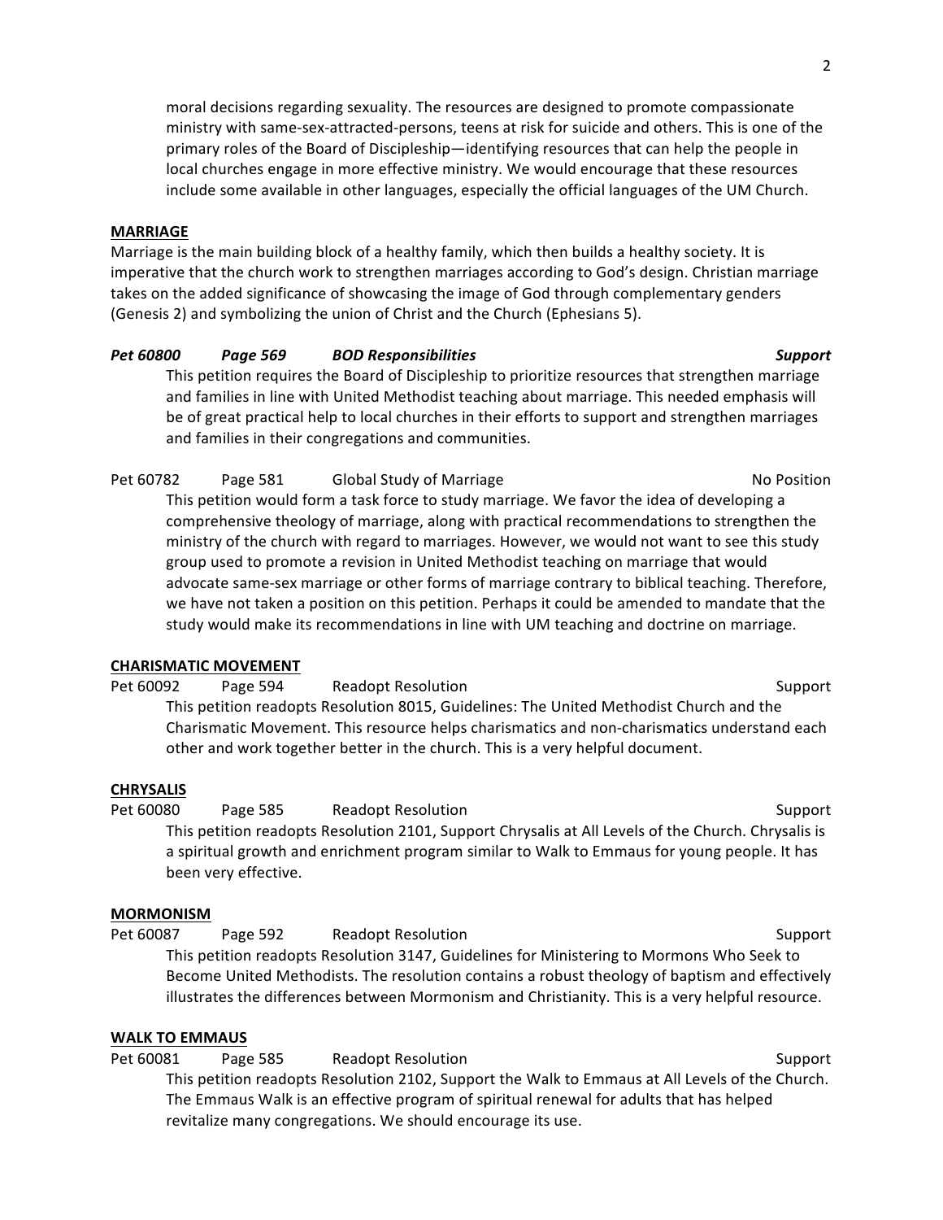moral decisions regarding sexuality. The resources are designed to promote compassionate ministry with same-sex-attracted-persons, teens at risk for suicide and others. This is one of the primary roles of the Board of Discipleship—identifying resources that can help the people in local churches engage in more effective ministry. We would encourage that these resources include some available in other languages, especially the official languages of the UM Church.

**MARRIAGE**

Marriage is the main building block of a healthy family, which then builds a healthy society. It is imperative that the church work to strengthen marriages according to God's design. Christian marriage takes on the added significance of showcasing the image of God through complementary genders (Genesis 2) and symbolizing the union of Christ and the Church (Ephesians 5).

***Pet 60800 Page 569 BOD Responsibilities Support***

This petition requires the Board of Discipleship to prioritize resources that strengthen marriage and families in line with United Methodist teaching about marriage. This needed emphasis will be of great practical help to local churches in their efforts to support and strengthen marriages and families in their congregations and communities.

Pet 60782 Page 581 Global Study of Marriage No Position

This petition would form a task force to study marriage. We favor the idea of developing a comprehensive theology of marriage, along with practical recommendations to strengthen the ministry of the church with regard to marriages. However, we would not want to see this study group used to promote a revision in United Methodist teaching on marriage that would advocate same-sex marriage or other forms of marriage contrary to biblical teaching. Therefore, we have not taken a position on this petition. Perhaps it could be amended to mandate that the study would make its recommendations in line with UM teaching and doctrine on marriage.

**CHARISMATIC MOVEMENT**

Pet 60092 Page 594 Readopt Resolution Support

This petition readopts Resolution 8015, Guidelines: The United Methodist Church and the Charismatic Movement. This resource helps charismatics and non-charismatics understand each other and work together better in the church. This is a very helpful document.

**CHRYSALIS**

Pet 60080 Page 585 Readopt Resolution Support

This petition readopts Resolution 2101, Support Chrysalis at All Levels of the Church. Chrysalis is a spiritual growth and enrichment program similar to Walk to Emmaus for young people. It has been very effective.

**MORMONISM**

Pet 60087 Page 592 Readopt Resolution Support

This petition readopts Resolution 3147, Guidelines for Ministering to Mormons Who Seek to Become United Methodists. The resolution contains a robust theology of baptism and effectively illustrates the differences between Mormonism and Christianity. This is a very helpful resource.

**WALK TO EMMAUS**

Pet 60081 Page 585 Readopt Resolution Support

This petition readopts Resolution 2102, Support the Walk to Emmaus at All Levels of the Church. The Emmaus Walk is an effective program of spiritual renewal for adults that has helped revitalize many congregations. We should encourage its use.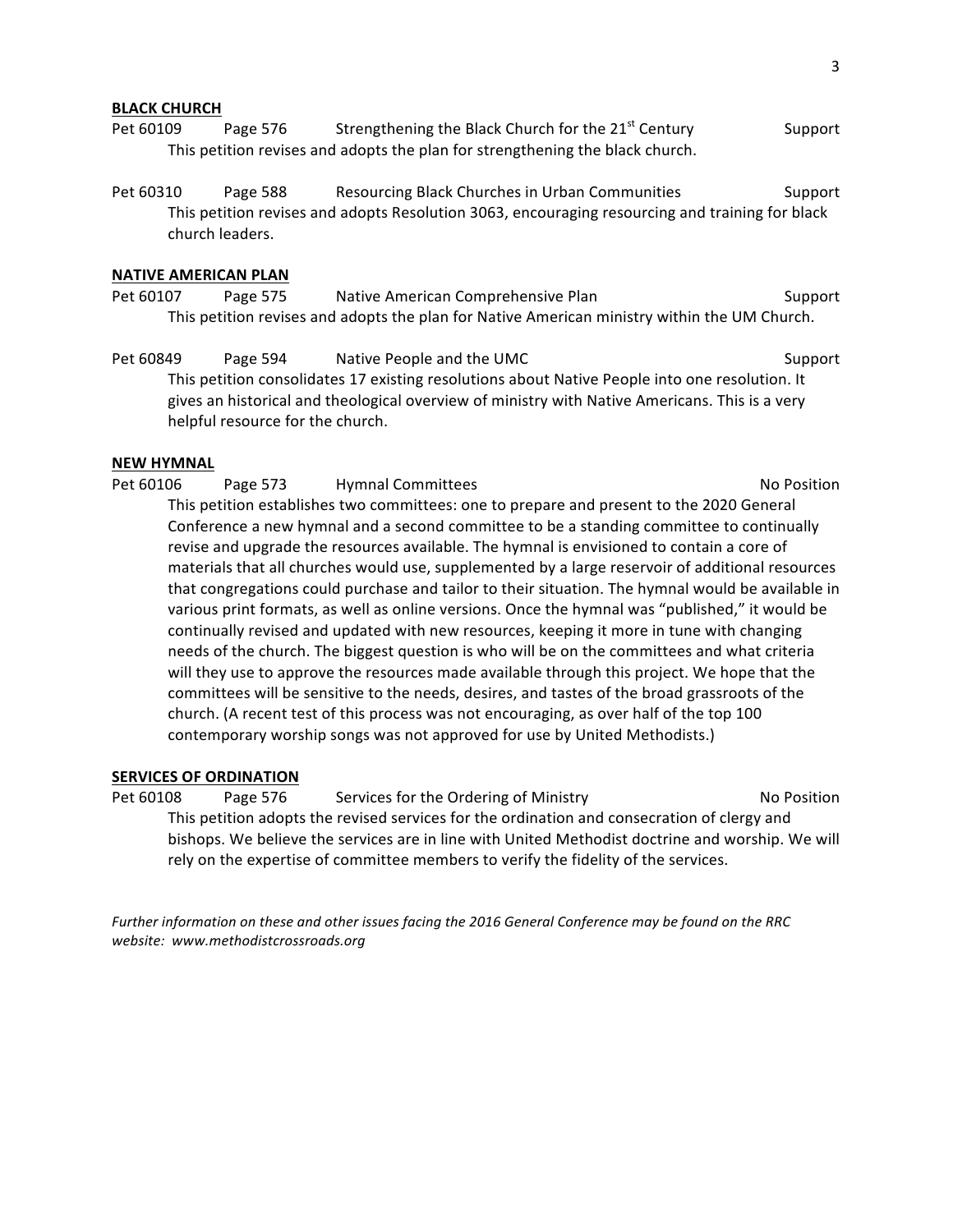**BLACK CHURCH**

Pet 60109 Page 576 Strengthening the Black Church for the 21st Century Support

This petition revises and adopts the plan for strengthening the black church.

Pet 60310 Page 588 Resourcing Black Churches in Urban Communities Support

This petition revises and adopts Resolution 3063, encouraging resourcing and training for black church leaders.

**NATIVE AMERICAN PLAN**

Pet 60107 Page 575 Native American Comprehensive Plan Support

This petition revises and adopts the plan for Native American ministry within the UM Church.

Pet 60849 Page 594 Native People and the UMC Support

This petition consolidates 17 existing resolutions about Native People into one resolution. It gives an historical and theological overview of ministry with Native Americans. This is a very helpful resource for the church.

**NEW HYMNAL**

Pet 60106 Page 573 Hymnal Committees No Position

This petition establishes two committees: one to prepare and present to the 2020 General Conference a new hymnal and a second committee to be a standing committee to continually revise and upgrade the resources available. The hymnal is envisioned to contain a core of materials that all churches would use, supplemented by a large reservoir of additional resources that congregations could purchase and tailor to their situation. The hymnal would be available in various print formats, as well as online versions. Once the hymnal was "published," it would be continually revised and updated with new resources, keeping it more in tune with changing needs of the church. The biggest question is who will be on the committees and what criteria will they use to approve the resources made available through this project. We hope that the committees will be sensitive to the needs, desires, and tastes of the broad grassroots of the church. (A recent test of this process was not encouraging, as over half of the top 100 contemporary worship songs was not approved for use by United Methodists.)

**SERVICES OF ORDINATION**

Pet 60108 Page 576 Services for the Ordering of Ministry No Position

This petition adopts the revised services for the ordination and consecration of clergy and bishops. We believe the services are in line with United Methodist doctrine and worship. We will rely on the expertise of committee members to verify the fidelity of the services.

*Further information on these and other issues facing the 2016 General Conference may be found on the RRC website: www.methodistcrossroads.org*